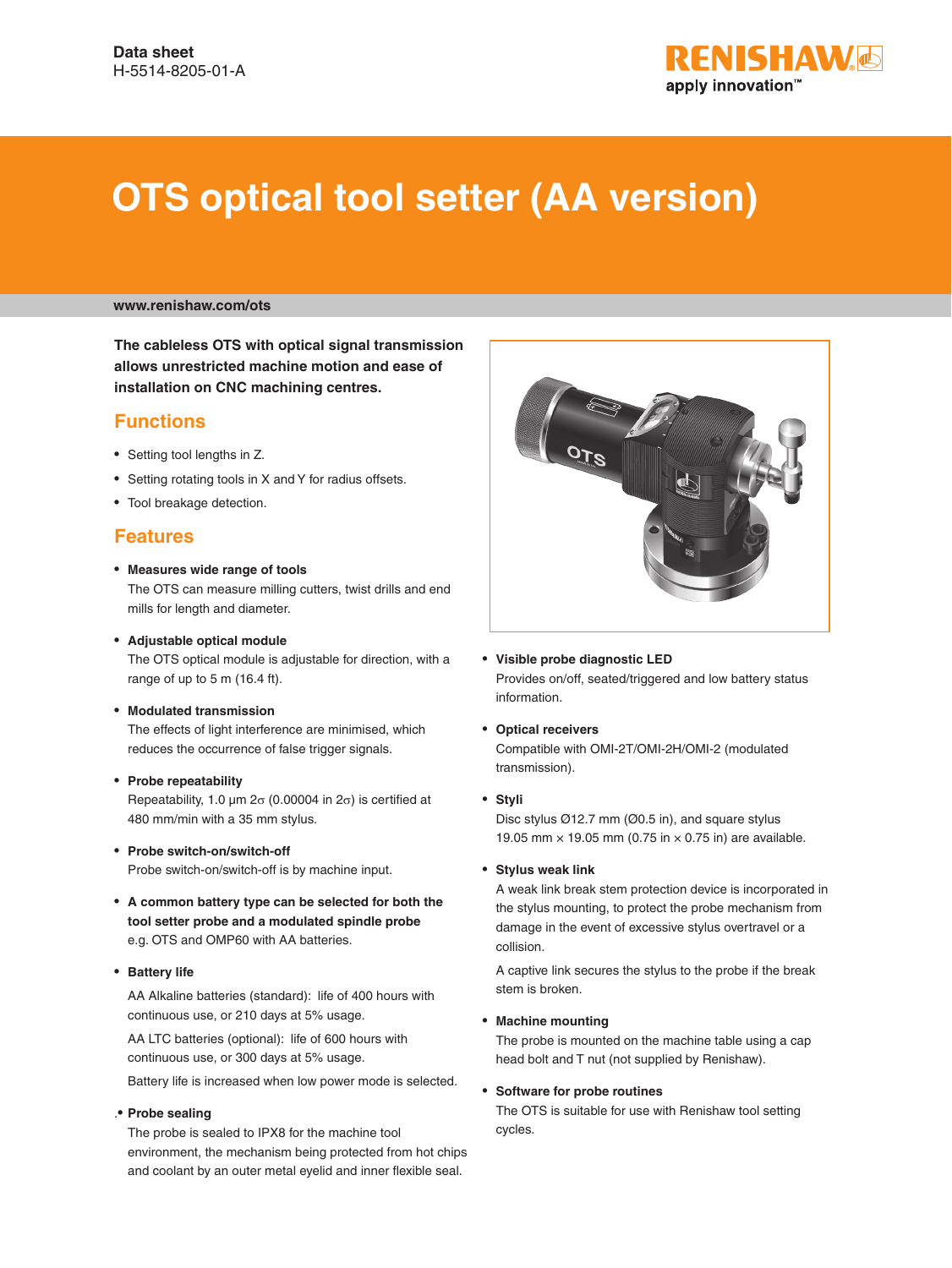Data sheet
H-5514-8205-01-A

# OTS optical tool setter (AA version)

www.renishaw.com/ots

**The cableless OTS with optical signal transmission allows unrestricted machine motion and ease of installation on CNC machining centres.**

## Functions

- Setting tool lengths in Z.
- Setting rotating tools in X and Y for radius offsets.
- Tool breakage detection.

## Features

- **Measures wide range of tools**
  The OTS can measure milling cutters, twist drills and end mills for length and diameter.

- **Adjustable optical module**
  The OTS optical module is adjustable for direction, with a range of up to 5 m (16.4 ft).

- **Modulated transmission**
  The effects of light interference are minimised, which reduces the occurrence of false trigger signals.

- **Probe repeatability**
  Repeatability, 1.0 µm 2σ (0.00004 in 2σ) is certified at 480 mm/min with a 35 mm stylus.

- **Probe switch-on/switch-off**
  Probe switch-on/switch-off is by machine input.

- **A common battery type can be selected for both the tool setter probe and a modulated spindle probe**
  e.g. OTS and OMP60 with AA batteries.

- **Battery life**

  AA Alkaline batteries (standard): life of 400 hours with continuous use, or 210 days at 5% usage.

  AA LTC batteries (optional): life of 600 hours with continuous use, or 300 days at 5% usage.

  Battery life is increased when low power mode is selected.

- **Probe sealing**
  The probe is sealed to IPX8 for the machine tool environment, the mechanism being protected from hot chips and coolant by an outer metal eyelid and inner flexible seal.

- **Visible probe diagnostic LED**
  Provides on/off, seated/triggered and low battery status information.

- **Optical receivers**
  Compatible with OMI-2T/OMI-2H/OMI-2 (modulated transmission).

- **Styli**
  Disc stylus Ø12.7 mm (Ø0.5 in), and square stylus 19.05 mm × 19.05 mm (0.75 in × 0.75 in) are available.

- **Stylus weak link**
  A weak link break stem protection device is incorporated in the stylus mounting, to protect the probe mechanism from damage in the event of excessive stylus overtravel or a collision.

  A captive link secures the stylus to the probe if the break stem is broken.

- **Machine mounting**
  The probe is mounted on the machine table using a cap head bolt and T nut (not supplied by Renishaw).

- **Software for probe routines**
  The OTS is suitable for use with Renishaw tool setting cycles.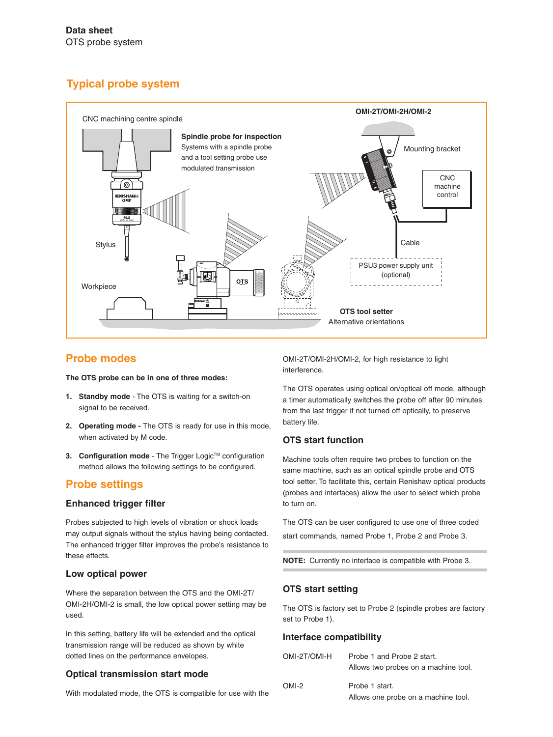## Typical probe system

CNC machining centre spindle

**Spindle probe for inspection**
Systems with a spindle probe and a tool setting probe use modulated transmission

**OMI-2T/OMI-2H/OMI-2**

Mounting bracket

CNC machine control

Stylus

Cable

PSU3 power supply unit (optional)

Workpiece

**OTS tool setter**
Alternative orientations

## Probe modes

**The OTS probe can be in one of three modes:**

1. **Standby mode** - The OTS is waiting for a switch-on signal to be received.
2. **Operating mode -** The OTS is ready for use in this mode, when activated by M code.
3. **Configuration mode** - The Trigger Logic™ configuration method allows the following settings to be configured.

## Probe settings

### Enhanced trigger filter

Probes subjected to high levels of vibration or shock loads may output signals without the stylus having being contacted. The enhanced trigger filter improves the probe's resistance to these effects.

### Low optical power

Where the separation between the OTS and the OMI-2T/OMI-2H/OMI-2 is small, the low optical power setting may be used.

In this setting, battery life will be extended and the optical transmission range will be reduced as shown by white dotted lines on the performance envelopes.

### Optical transmission start mode

With modulated mode, the OTS is compatible for use with the OMI-2T/OMI-2H/OMI-2, for high resistance to light interference.

The OTS operates using optical on/optical off mode, although a timer automatically switches the probe off after 90 minutes from the last trigger if not turned off optically, to preserve battery life.

### OTS start function

Machine tools often require two probes to function on the same machine, such as an optical spindle probe and OTS tool setter. To facilitate this, certain Renishaw optical products (probes and interfaces) allow the user to select which probe to turn on.

The OTS can be user configured to use one of three coded start commands, named Probe 1, Probe 2 and Probe 3.

**NOTE:** Currently no interface is compatible with Probe 3.

### OTS start setting

The OTS is factory set to Probe 2 (spindle probes are factory set to Probe 1).

### Interface compatibility

| | |
|---|---|
| OMI-2T/OMI-H | Probe 1 and Probe 2 start. Allows two probes on a machine tool. |
| OMI-2 | Probe 1 start. Allows one probe on a machine tool. |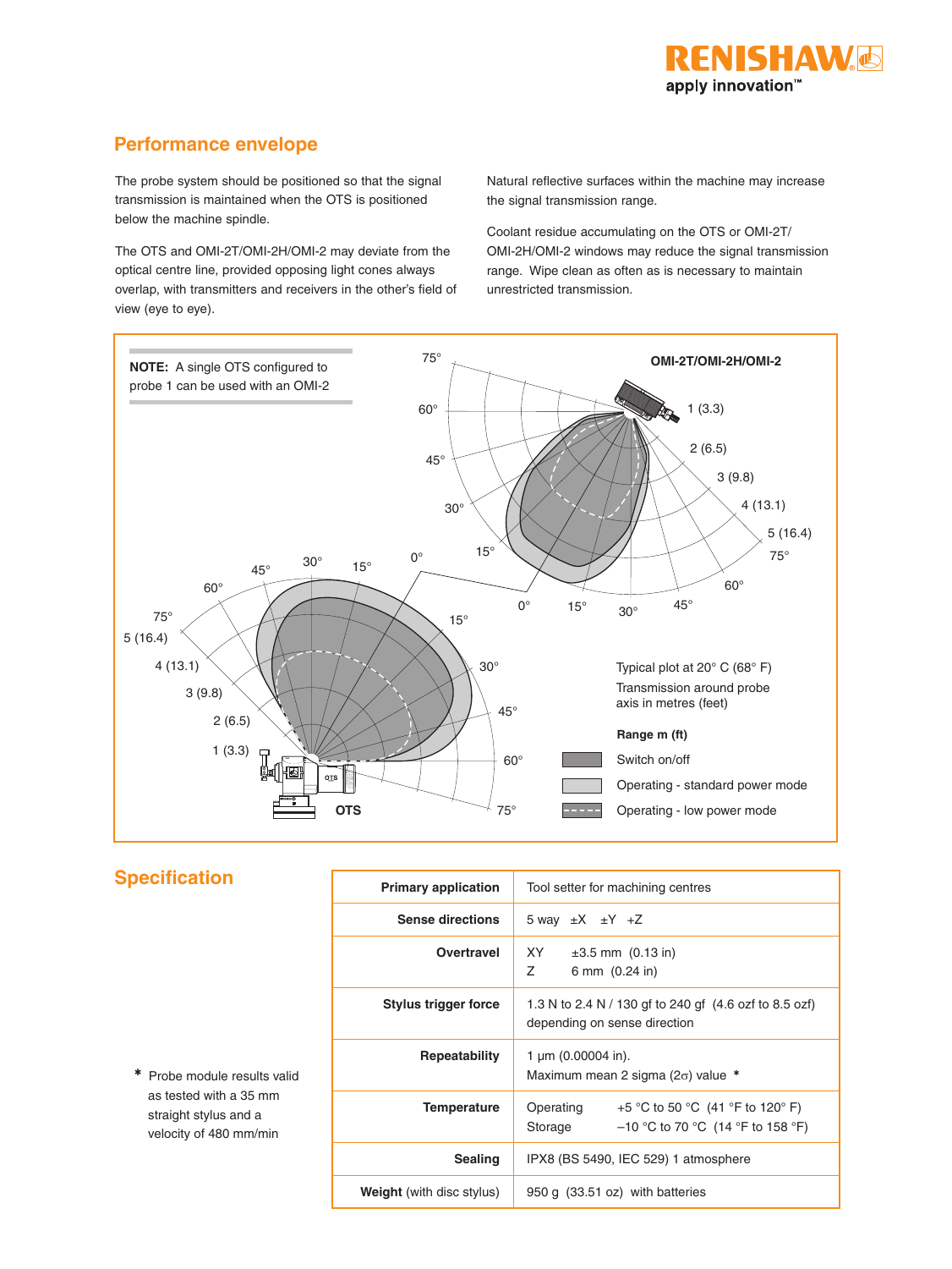## Performance envelope

The probe system should be positioned so that the signal transmission is maintained when the OTS is positioned below the machine spindle.

The OTS and OMI-2T/OMI-2H/OMI-2 may deviate from the optical centre line, provided opposing light cones always overlap, with transmitters and receivers in the other's field of view (eye to eye).

Natural reflective surfaces within the machine may increase the signal transmission range.

Coolant residue accumulating on the OTS or OMI-2T/OMI-2H/OMI-2 windows may reduce the signal transmission range. Wipe clean as often as is necessary to maintain unrestricted transmission.

**NOTE:** A single OTS configured to probe 1 can be used with an OMI-2

OMI-2T/OMI-2H/OMI-2

OTS

Typical plot at 20° C (68° F)
Transmission around probe axis in metres (feet)

**Range m (ft)**

- Switch on/off
- Operating - standard power mode
- Operating - low power mode

## Specification

| | |
|---|---|
| **Primary application** | Tool setter for machining centres |
| **Sense directions** | 5 way ±X ±Y +Z |
| **Overtravel** | XY ±3.5 mm (0.13 in)<br>Z 6 mm (0.24 in) |
| **Stylus trigger force** | 1.3 N to 2.4 N / 130 gf to 240 gf (4.6 ozf to 8.5 ozf) depending on sense direction |
| **Repeatability** | 1 µm (0.00004 in).<br>Maximum mean 2 sigma (2σ) value * |
| **Temperature** | Operating +5 °C to 50 °C (41 °F to 120° F)<br>Storage –10 °C to 70 °C (14 °F to 158 °F) |
| **Sealing** | IPX8 (BS 5490, IEC 529) 1 atmosphere |
| **Weight** (with disc stylus) | 950 g (33.51 oz) with batteries |

\* Probe module results valid as tested with a 35 mm straight stylus and a velocity of 480 mm/min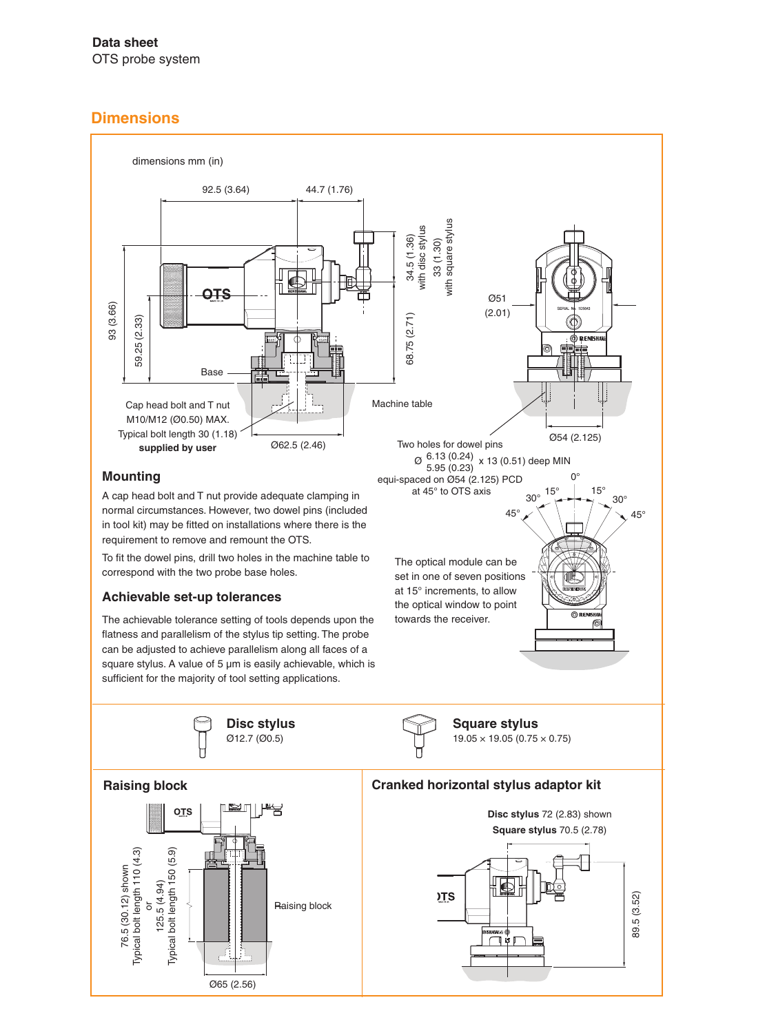## Dimensions

dimensions mm (in)

92.5 (3.64) 44.7 (1.76)

93 (3.66) 59.25 (2.33) 68.75 (2.71) 34.5 (1.36) with disc stylus 33 (1.30) with square stylus

Base

Cap head bolt and T nut M10/M12 (Ø0.50) MAX. Typical bolt length 30 (1.18) **supplied by user**

Ø62.5 (2.46)

Machine table

Ø51 (2.01)

Ø54 (2.125)

Two holes for dowel pins Ø 6.13 (0.24) / 5.95 (0.23) x 13 (0.51) deep MIN equi-spaced on Ø54 (2.125) PCD at 45° to OTS axis

0° 15° 15° 30° 30° 45° 45°

The optical module can be set in one of seven positions at 15° increments, to allow the optical window to point towards the receiver.

### Mounting

A cap head bolt and T nut provide adequate clamping in normal circumstances. However, two dowel pins (included in tool kit) may be fitted on installations where there is the requirement to remove and remount the OTS.

To fit the dowel pins, drill two holes in the machine table to correspond with the two probe base holes.

### Achievable set-up tolerances

The achievable tolerance setting of tools depends upon the flatness and parallelism of the stylus tip setting. The probe can be adjusted to achieve parallelism along all faces of a square stylus. A value of 5 µm is easily achievable, which is sufficient for the majority of tool setting applications.

### Disc stylus

Ø12.7 (Ø0.5)

### Square stylus

19.05 × 19.05 (0.75 × 0.75)

### Raising block

76.5 (30.12) shown Typical bolt length 110 (4.3) or 125.5 (4.94) Typical bolt length 150 (5.9)

Raising block

Ø65 (2.56)

### Cranked horizontal stylus adaptor kit

**Disc stylus** 72 (2.83) shown

**Square stylus** 70.5 (2.78)

89.5 (3.52)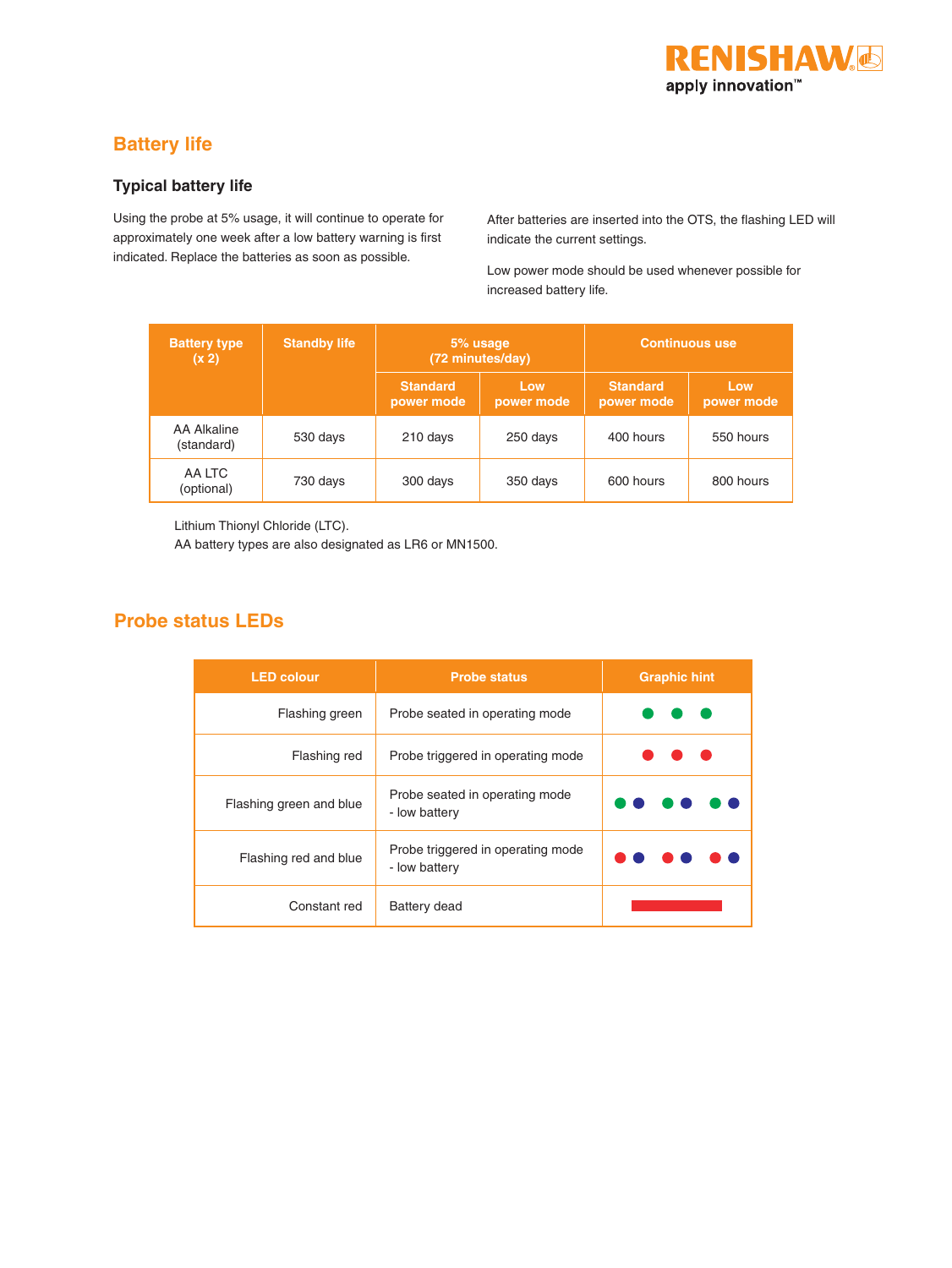## Battery life

### Typical battery life

Using the probe at 5% usage, it will continue to operate for approximately one week after a low battery warning is first indicated. Replace the batteries as soon as possible.

After batteries are inserted into the OTS, the flashing LED will indicate the current settings.

Low power mode should be used whenever possible for increased battery life.

| Battery type (x 2) | Standby life | 5% usage (72 minutes/day) | | Continuous use | |
|---|---|---|---|---|---|
| | | Standard power mode | Low power mode | Standard power mode | Low power mode |
| AA Alkaline (standard) | 530 days | 210 days | 250 days | 400 hours | 550 hours |
| AA LTC (optional) | 730 days | 300 days | 350 days | 600 hours | 800 hours |

Lithium Thionyl Chloride (LTC).
AA battery types are also designated as LR6 or MN1500.

## Probe status LEDs

| LED colour | Probe status | Graphic hint |
|---|---|---|
| Flashing green | Probe seated in operating mode | ● ● ● (green) |
| Flashing red | Probe triggered in operating mode | ● ● ● (red) |
| Flashing green and blue | Probe seated in operating mode - low battery | ●● ●● ●● (green/blue) |
| Flashing red and blue | Probe triggered in operating mode - low battery | ●● ●● ●● (red/blue) |
| Constant red | Battery dead | ▬ (red) |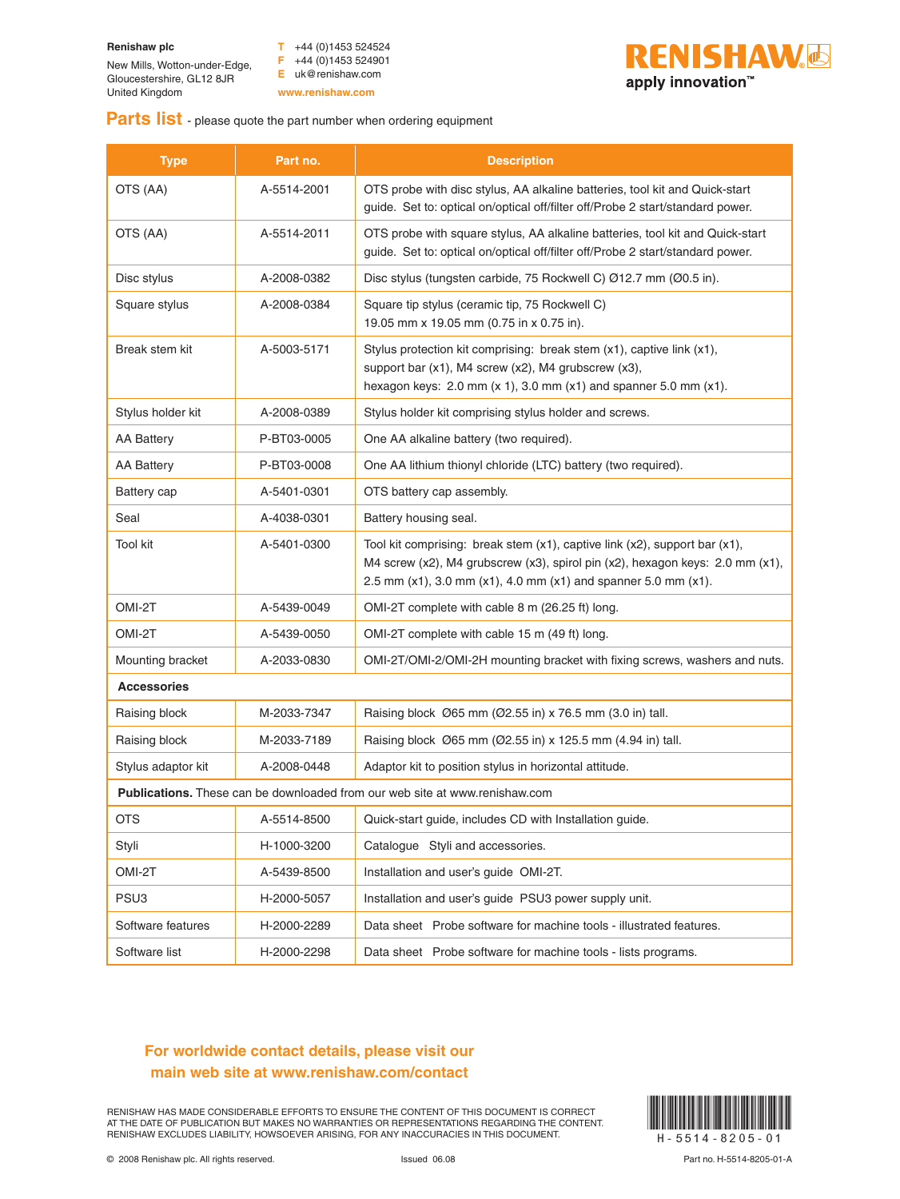**Renishaw plc**

New Mills, Wotton-under-Edge,
Gloucestershire, GL12 8JR
United Kingdom

**T** +44 (0)1453 524524
**F** +44 (0)1453 524901
**E** uk@renishaw.com

**www.renishaw.com**

**RENISHAW** apply innovation™

## Parts list - please quote the part number when ordering equipment

| Type | Part no. | Description |
|---|---|---|
| OTS (AA) | A-5514-2001 | OTS probe with disc stylus, AA alkaline batteries, tool kit and Quick-start guide. Set to: optical on/optical off/filter off/Probe 2 start/standard power. |
| OTS (AA) | A-5514-2011 | OTS probe with square stylus, AA alkaline batteries, tool kit and Quick-start guide. Set to: optical on/optical off/filter off/Probe 2 start/standard power. |
| Disc stylus | A-2008-0382 | Disc stylus (tungsten carbide, 75 Rockwell C) Ø12.7 mm (Ø0.5 in). |
| Square stylus | A-2008-0384 | Square tip stylus (ceramic tip, 75 Rockwell C) 19.05 mm x 19.05 mm (0.75 in x 0.75 in). |
| Break stem kit | A-5003-5171 | Stylus protection kit comprising: break stem (x1), captive link (x1), support bar (x1), M4 screw (x2), M4 grubscrew (x3), hexagon keys: 2.0 mm (x 1), 3.0 mm (x1) and spanner 5.0 mm (x1). |
| Stylus holder kit | A-2008-0389 | Stylus holder kit comprising stylus holder and screws. |
| AA Battery | P-BT03-0005 | One AA alkaline battery (two required). |
| AA Battery | P-BT03-0008 | One AA lithium thionyl chloride (LTC) battery (two required). |
| Battery cap | A-5401-0301 | OTS battery cap assembly. |
| Seal | A-4038-0301 | Battery housing seal. |
| Tool kit | A-5401-0300 | Tool kit comprising: break stem (x1), captive link (x2), support bar (x1), M4 screw (x2), M4 grubscrew (x3), spirol pin (x2), hexagon keys: 2.0 mm (x1), 2.5 mm (x1), 3.0 mm (x1), 4.0 mm (x1) and spanner 5.0 mm (x1). |
| OMI-2T | A-5439-0049 | OMI-2T complete with cable 8 m (26.25 ft) long. |
| OMI-2T | A-5439-0050 | OMI-2T complete with cable 15 m (49 ft) long. |
| Mounting bracket | A-2033-0830 | OMI-2T/OMI-2/OMI-2H mounting bracket with fixing screws, washers and nuts. |
| **Accessories** | | |
| Raising block | M-2033-7347 | Raising block Ø65 mm (Ø2.55 in) x 76.5 mm (3.0 in) tall. |
| Raising block | M-2033-7189 | Raising block Ø65 mm (Ø2.55 in) x 125.5 mm (4.94 in) tall. |
| Stylus adaptor kit | A-2008-0448 | Adaptor kit to position stylus in horizontal attitude. |
| **Publications.** These can be downloaded from our web site at www.renishaw.com | | |
| OTS | A-5514-8500 | Quick-start guide, includes CD with Installation guide. |
| Styli | H-1000-3200 | Catalogue Styli and accessories. |
| OMI-2T | A-5439-8500 | Installation and user's guide OMI-2T. |
| PSU3 | H-2000-5057 | Installation and user's guide PSU3 power supply unit. |
| Software features | H-2000-2289 | Data sheet Probe software for machine tools - illustrated features. |
| Software list | H-2000-2298 | Data sheet Probe software for machine tools - lists programs. |

**For worldwide contact details, please visit our main web site at www.renishaw.com/contact**

RENISHAW HAS MADE CONSIDERABLE EFFORTS TO ENSURE THE CONTENT OF THIS DOCUMENT IS CORRECT AT THE DATE OF PUBLICATION BUT MAKES NO WARRANTIES OR REPRESENTATIONS REGARDING THE CONTENT. RENISHAW EXCLUDES LIABILITY, HOWSOEVER ARISING, FOR ANY INACCURACIES IN THIS DOCUMENT.

H-5514-8205-01

© 2008 Renishaw plc. All rights reserved.

Issued 06.08

Part no. H-5514-8205-01-A